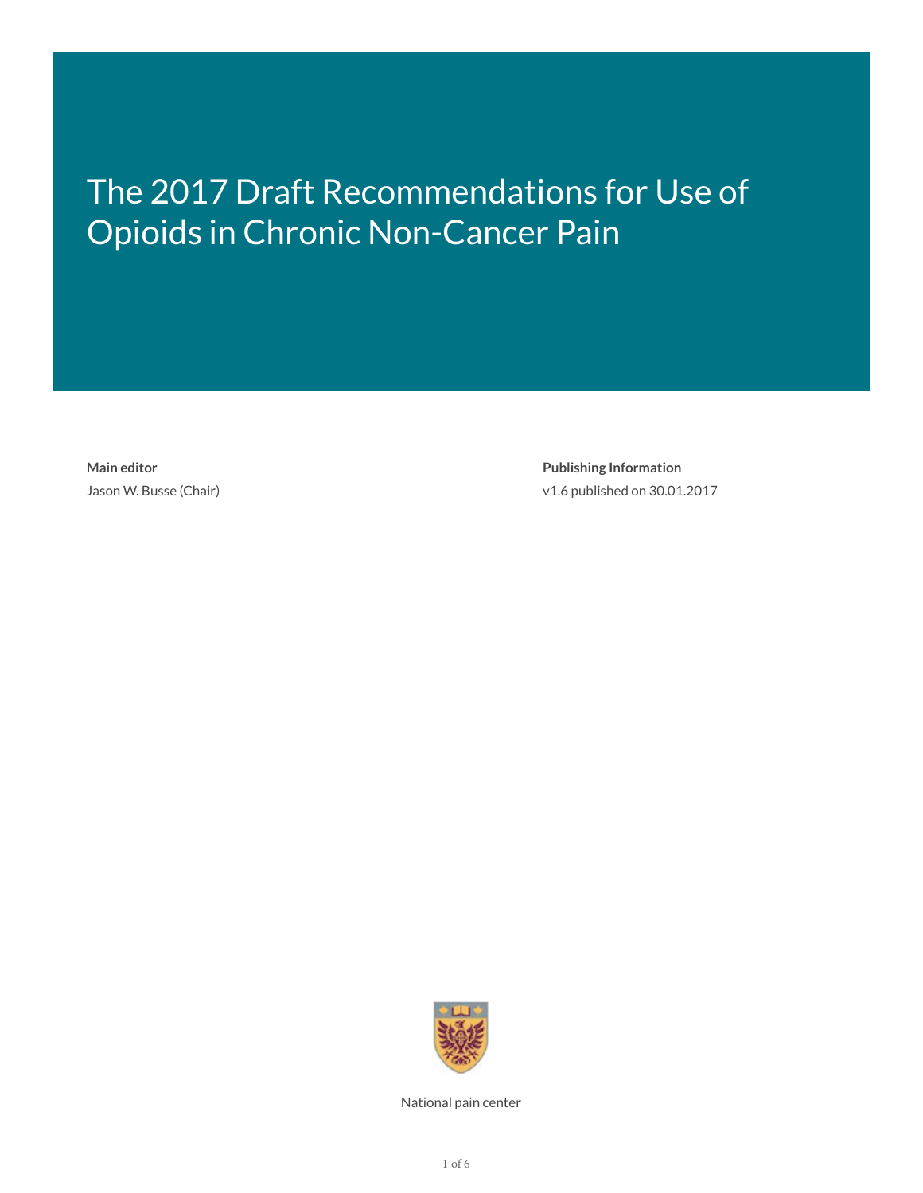# The 2017 Draft Recommendations for Use of Opioids in Chronic Non-Cancer Pain

**Main editor**
Jason W. Busse (Chair)

**Publishing Information**
v1.6 published on 30.01.2017

National pain center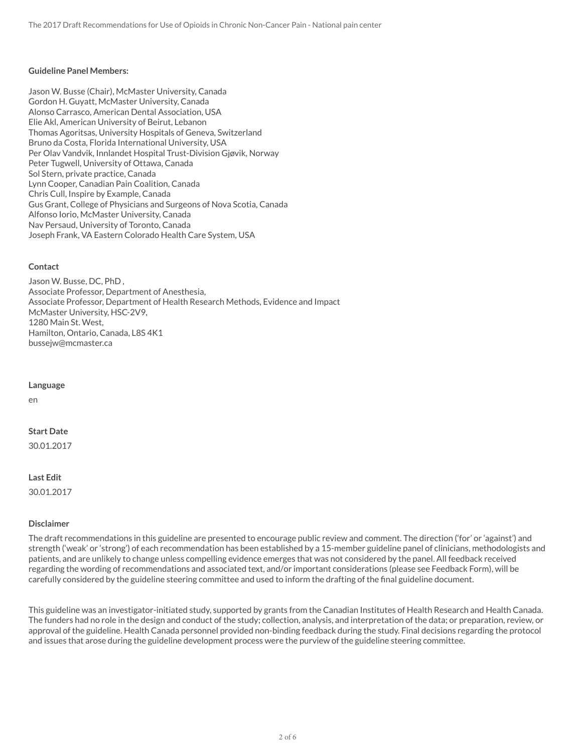**Guideline Panel Members:**

Jason W. Busse (Chair), McMaster University, Canada
Gordon H. Guyatt, McMaster University, Canada
Alonso Carrasco, American Dental Association, USA
Elie Akl, American University of Beirut, Lebanon
Thomas Agoritsas, University Hospitals of Geneva, Switzerland
Bruno da Costa, Florida International University, USA
Per Olav Vandvik, Innlandet Hospital Trust-Division Gjøvik, Norway
Peter Tugwell, University of Ottawa, Canada
Sol Stern, private practice, Canada
Lynn Cooper, Canadian Pain Coalition, Canada
Chris Cull, Inspire by Example, Canada
Gus Grant, College of Physicians and Surgeons of Nova Scotia, Canada
Alfonso Iorio, McMaster University, Canada
Nav Persaud, University of Toronto, Canada
Joseph Frank, VA Eastern Colorado Health Care System, USA

**Contact**

Jason W. Busse, DC, PhD ,
Associate Professor, Department of Anesthesia,
Associate Professor, Department of Health Research Methods, Evidence and Impact
McMaster University, HSC-2V9,
1280 Main St. West,
Hamilton, Ontario, Canada, L8S 4K1
bussejw@mcmaster.ca

**Language**

en

**Start Date**

30.01.2017

**Last Edit**

30.01.2017

**Disclaimer**

The draft recommendations in this guideline are presented to encourage public review and comment. The direction ('for' or 'against') and strength ('weak' or 'strong') of each recommendation has been established by a 15-member guideline panel of clinicians, methodologists and patients, and are unlikely to change unless compelling evidence emerges that was not considered by the panel. All feedback received regarding the wording of recommendations and associated text, and/or important considerations (please see Feedback Form), will be carefully considered by the guideline steering committee and used to inform the drafting of the final guideline document.

This guideline was an investigator-initiated study, supported by grants from the Canadian Institutes of Health Research and Health Canada. The funders had no role in the design and conduct of the study; collection, analysis, and interpretation of the data; or preparation, review, or approval of the guideline. Health Canada personnel provided non-binding feedback during the study. Final decisions regarding the protocol and issues that arose during the guideline development process were the purview of the guideline steering committee.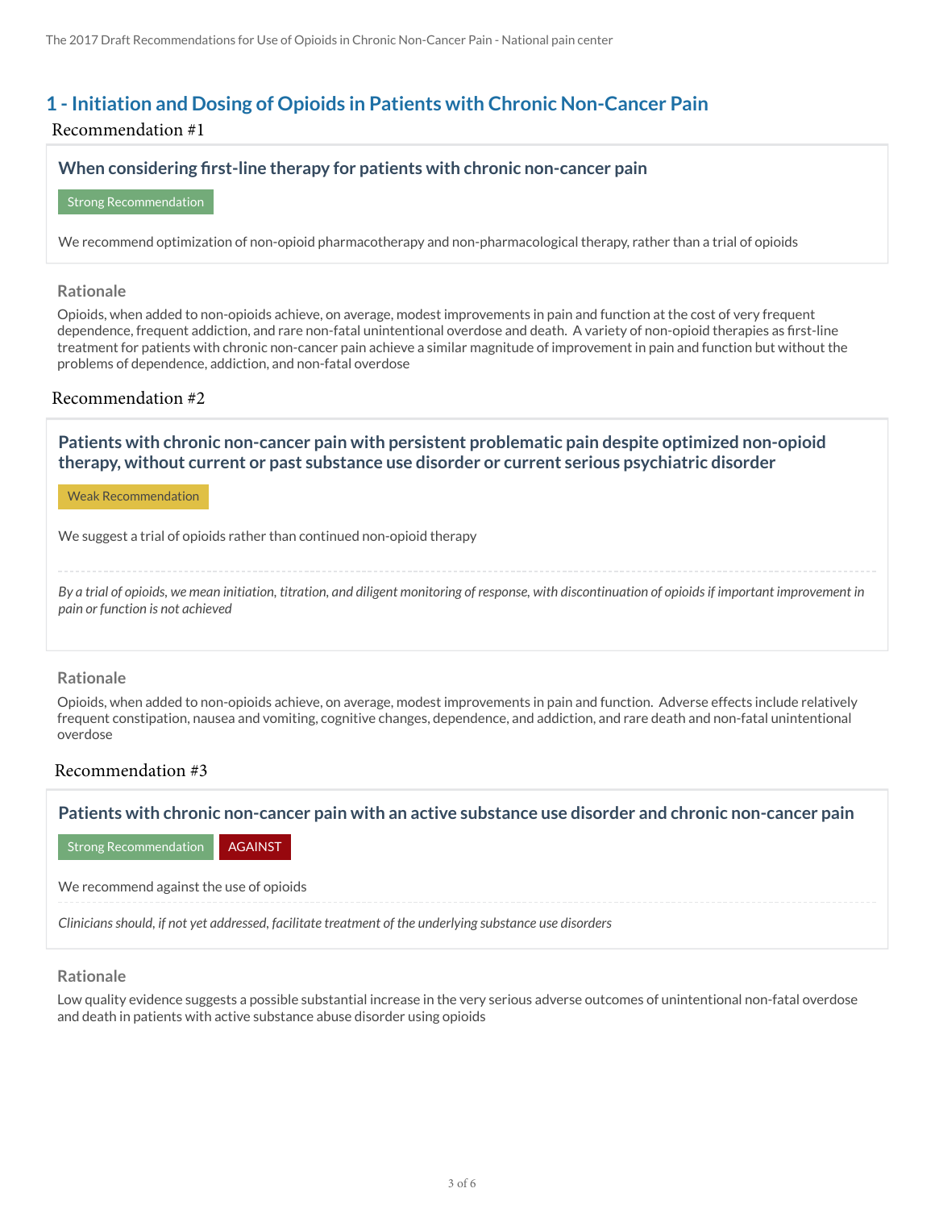## 1 - Initiation and Dosing of Opioids in Patients with Chronic Non-Cancer Pain

### Recommendation #1

**When considering first-line therapy for patients with chronic non-cancer pain**

Strong Recommendation

We recommend optimization of non-opioid pharmacotherapy and non-pharmacological therapy, rather than a trial of opioids

**Rationale**

Opioids, when added to non-opioids achieve, on average, modest improvements in pain and function at the cost of very frequent dependence, frequent addiction, and rare non-fatal unintentional overdose and death. A variety of non-opioid therapies as first-line treatment for patients with chronic non-cancer pain achieve a similar magnitude of improvement in pain and function but without the problems of dependence, addiction, and non-fatal overdose

### Recommendation #2

**Patients with chronic non-cancer pain with persistent problematic pain despite optimized non-opioid therapy, without current or past substance use disorder or current serious psychiatric disorder**

Weak Recommendation

We suggest a trial of opioids rather than continued non-opioid therapy

*By a trial of opioids, we mean initiation, titration, and diligent monitoring of response, with discontinuation of opioids if important improvement in pain or function is not achieved*

**Rationale**

Opioids, when added to non-opioids achieve, on average, modest improvements in pain and function. Adverse effects include relatively frequent constipation, nausea and vomiting, cognitive changes, dependence, and addiction, and rare death and non-fatal unintentional overdose

### Recommendation #3

**Patients with chronic non-cancer pain with an active substance use disorder and chronic non-cancer pain**

Strong Recommendation AGAINST

We recommend against the use of opioids

*Clinicians should, if not yet addressed, facilitate treatment of the underlying substance use disorders*

**Rationale**

Low quality evidence suggests a possible substantial increase in the very serious adverse outcomes of unintentional non-fatal overdose and death in patients with active substance abuse disorder using opioids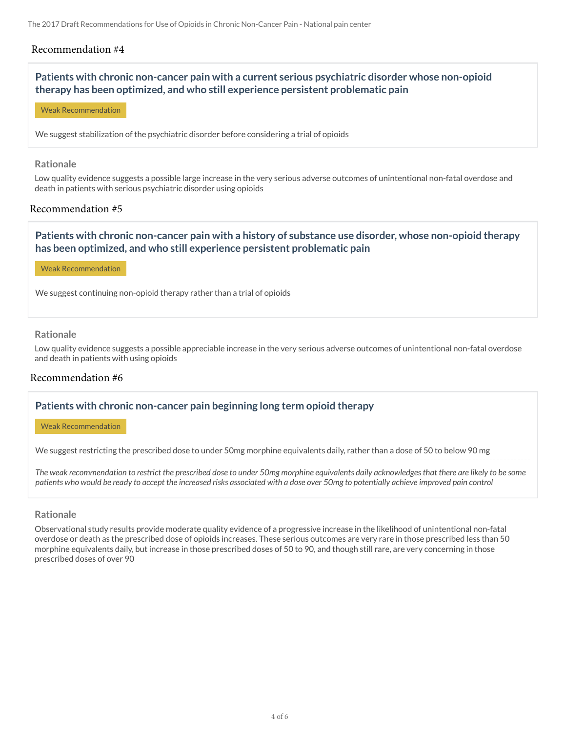## Recommendation #4

### Patients with chronic non-cancer pain with a current serious psychiatric disorder whose non-opioid therapy has been optimized, and who still experience persistent problematic pain

Weak Recommendation

We suggest stabilization of the psychiatric disorder before considering a trial of opioids

#### Rationale

Low quality evidence suggests a possible large increase in the very serious adverse outcomes of unintentional non-fatal overdose and death in patients with serious psychiatric disorder using opioids

## Recommendation #5

### Patients with chronic non-cancer pain with a history of substance use disorder, whose non-opioid therapy has been optimized, and who still experience persistent problematic pain

Weak Recommendation

We suggest continuing non-opioid therapy rather than a trial of opioids

#### Rationale

Low quality evidence suggests a possible appreciable increase in the very serious adverse outcomes of unintentional non-fatal overdose and death in patients with using opioids

## Recommendation #6

### Patients with chronic non-cancer pain beginning long term opioid therapy

Weak Recommendation

We suggest restricting the prescribed dose to under 50mg morphine equivalents daily, rather than a dose of 50 to below 90 mg

*The weak recommendation to restrict the prescribed dose to under 50mg morphine equivalents daily acknowledges that there are likely to be some patients who would be ready to accept the increased risks associated with a dose over 50mg to potentially achieve improved pain control*

#### Rationale

Observational study results provide moderate quality evidence of a progressive increase in the likelihood of unintentional non-fatal overdose or death as the prescribed dose of opioids increases. These serious outcomes are very rare in those prescribed less than 50 morphine equivalents daily, but increase in those prescribed doses of 50 to 90, and though still rare, are very concerning in those prescribed doses of over 90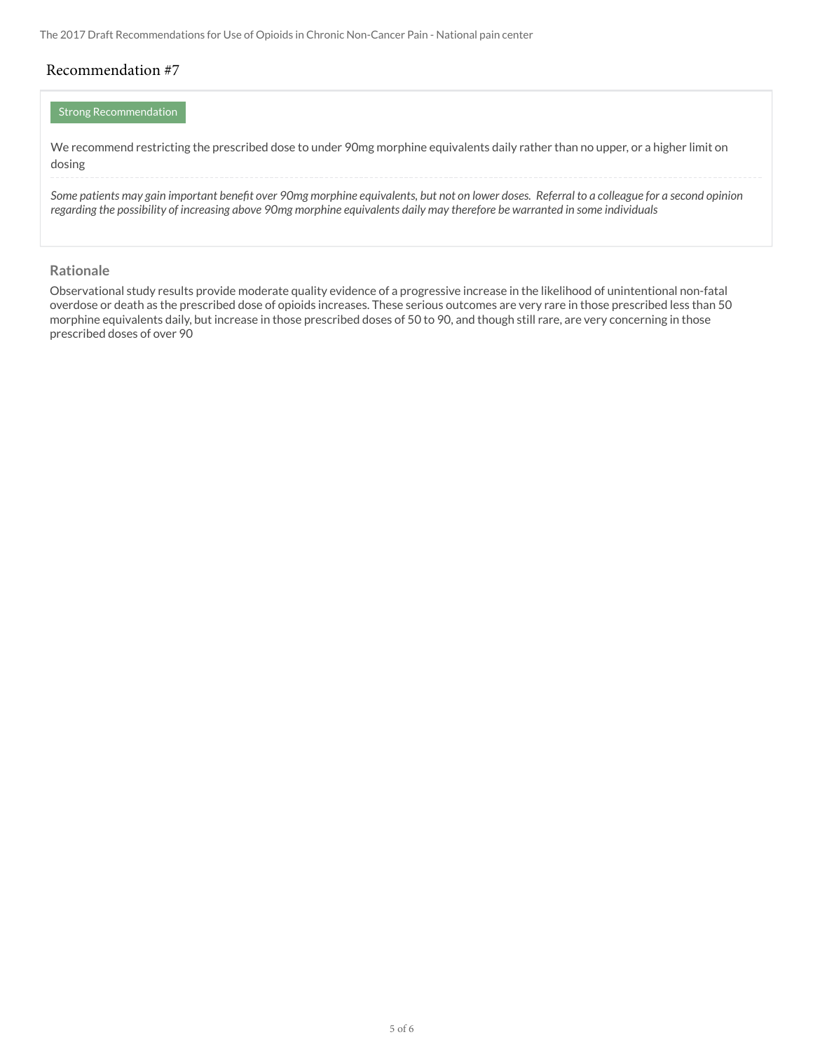## Recommendation #7

Strong Recommendation

We recommend restricting the prescribed dose to under 90mg morphine equivalents daily rather than no upper, or a higher limit on dosing

*Some patients may gain important benefit over 90mg morphine equivalents, but not on lower doses. Referral to a colleague for a second opinion regarding the possibility of increasing above 90mg morphine equivalents daily may therefore be warranted in some individuals*

### Rationale

Observational study results provide moderate quality evidence of a progressive increase in the likelihood of unintentional non-fatal overdose or death as the prescribed dose of opioids increases. These serious outcomes are very rare in those prescribed less than 50 morphine equivalents daily, but increase in those prescribed doses of 50 to 90, and though still rare, are very concerning in those prescribed doses of over 90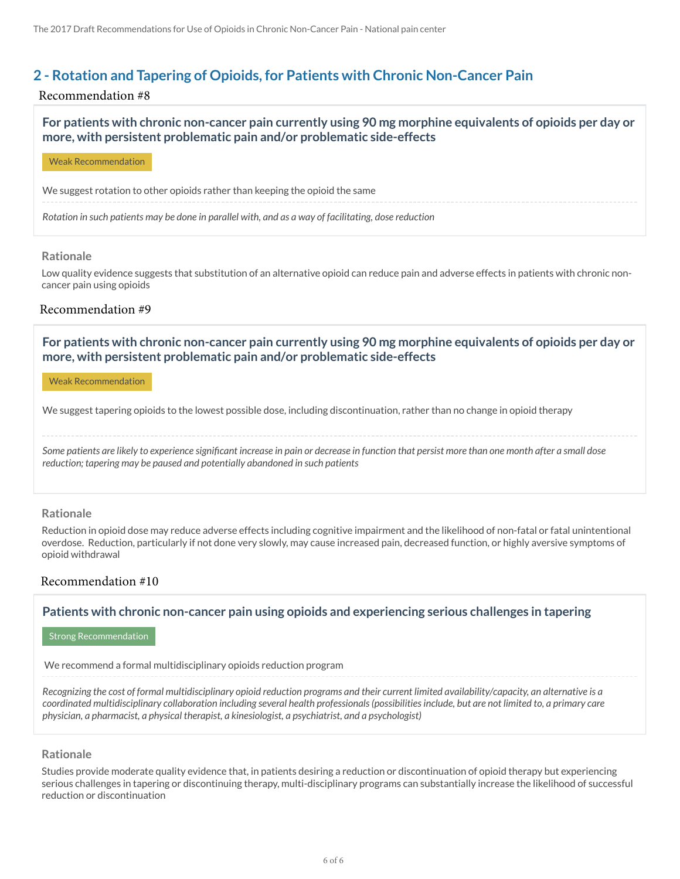## 2 - Rotation and Tapering of Opioids, for Patients with Chronic Non-Cancer Pain

Recommendation #8

**For patients with chronic non-cancer pain currently using 90 mg morphine equivalents of opioids per day or more, with persistent problematic pain and/or problematic side-effects**

Weak Recommendation

We suggest rotation to other opioids rather than keeping the opioid the same

*Rotation in such patients may be done in parallel with, and as a way of facilitating, dose reduction*

**Rationale**

Low quality evidence suggests that substitution of an alternative opioid can reduce pain and adverse effects in patients with chronic non-cancer pain using opioids

Recommendation #9

**For patients with chronic non-cancer pain currently using 90 mg morphine equivalents of opioids per day or more, with persistent problematic pain and/or problematic side-effects**

Weak Recommendation

We suggest tapering opioids to the lowest possible dose, including discontinuation, rather than no change in opioid therapy

*Some patients are likely to experience significant increase in pain or decrease in function that persist more than one month after a small dose reduction; tapering may be paused and potentially abandoned in such patients*

**Rationale**

Reduction in opioid dose may reduce adverse effects including cognitive impairment and the likelihood of non-fatal or fatal unintentional overdose. Reduction, particularly if not done very slowly, may cause increased pain, decreased function, or highly aversive symptoms of opioid withdrawal

Recommendation #10

**Patients with chronic non-cancer pain using opioids and experiencing serious challenges in tapering**

Strong Recommendation

We recommend a formal multidisciplinary opioids reduction program

*Recognizing the cost of formal multidisciplinary opioid reduction programs and their current limited availability/capacity, an alternative is a coordinated multidisciplinary collaboration including several health professionals (possibilities include, but are not limited to, a primary care physician, a pharmacist, a physical therapist, a kinesiologist, a psychiatrist, and a psychologist)*

**Rationale**

Studies provide moderate quality evidence that, in patients desiring a reduction or discontinuation of opioid therapy but experiencing serious challenges in tapering or discontinuing therapy, multi-disciplinary programs can substantially increase the likelihood of successful reduction or discontinuation